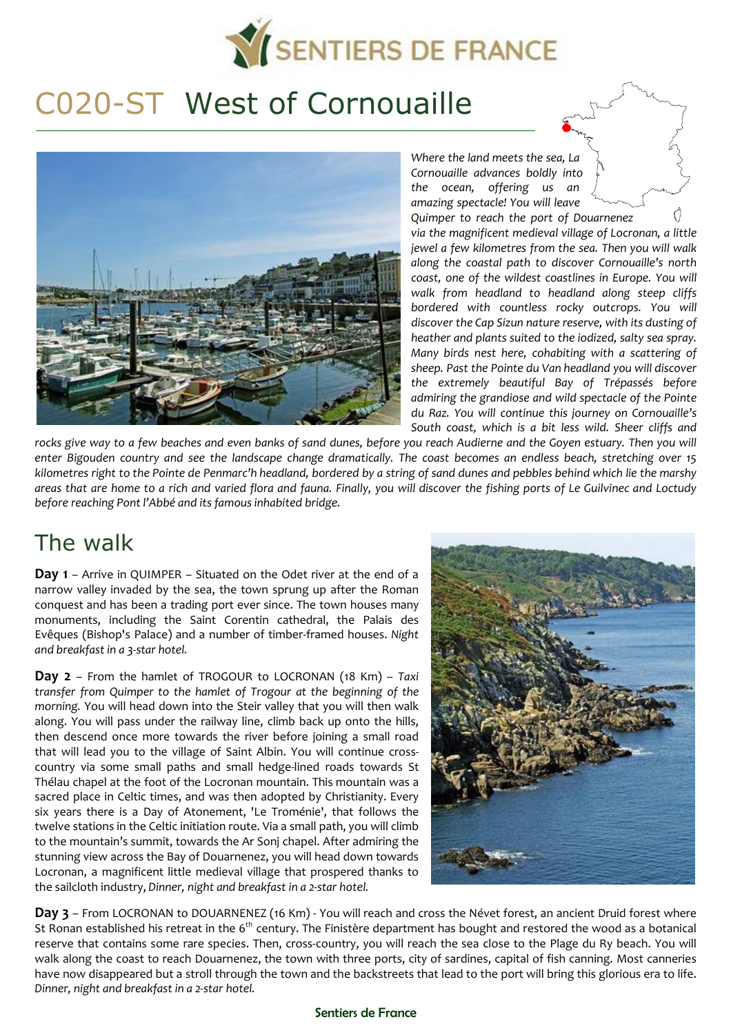# C020-ST West of Cornouaille

*Where the land meets the sea, La Cornouaille advances boldly into the ocean, offering us an amazing spectacle! You will leave Quimper to reach the port of Douarnenez via the magnificent medieval village of Locronan, a little jewel a few kilometres from the sea. Then you will walk along the coastal path to discover Cornouaille's north coast, one of the wildest coastlines in Europe. You will walk from headland to headland along steep cliffs bordered with countless rocky outcrops. You will discover the Cap Sizun nature reserve, with its dusting of heather and plants suited to the iodized, salty sea spray. Many birds nest here, cohabiting with a scattering of sheep. Past the Pointe du Van headland you will discover the extremely beautiful Bay of Trépassés before admiring the grandiose and wild spectacle of the Pointe du Raz. You will continue this journey on Cornouaille's South coast, which is a bit less wild. Sheer cliffs and rocks give way to a few beaches and even banks of sand dunes, before you reach Audierne and the Goyen estuary. Then you will enter Bigouden country and see the landscape change dramatically. The coast becomes an endless beach, stretching over 15 kilometres right to the Pointe de Penmarc'h headland, bordered by a string of sand dunes and pebbles behind which lie the marshy areas that are home to a rich and varied flora and fauna. Finally, you will discover the fishing ports of Le Guilvinec and Loctudy before reaching Pont l'Abbé and its famous inhabited bridge.*

## The walk

**Day 1** – Arrive in QUIMPER – Situated on the Odet river at the end of a narrow valley invaded by the sea, the town sprung up after the Roman conquest and has been a trading port ever since. The town houses many monuments, including the Saint Corentin cathedral, the Palais des Evêques (Bishop's Palace) and a number of timber-framed houses. *Night and breakfast in a 3-star hotel.*

**Day 2** – From the hamlet of TROGOUR to LOCRONAN (18 Km) – *Taxi transfer from Quimper to the hamlet of Trogour at the beginning of the morning.* You will head down into the Steir valley that you will then walk along. You will pass under the railway line, climb back up onto the hills, then descend once more towards the river before joining a small road that will lead you to the village of Saint Albin. You will continue cross-country via some small paths and small hedge-lined roads towards St Thélau chapel at the foot of the Locronan mountain. This mountain was a sacred place in Celtic times, and was then adopted by Christianity. Every six years there is a Day of Atonement, 'Le Troménie', that follows the twelve stations in the Celtic initiation route. Via a small path, you will climb to the mountain's summit, towards the Ar Sonj chapel. After admiring the stunning view across the Bay of Douarnenez, you will head down towards Locronan, a magnificent little medieval village that prospered thanks to the sailcloth industry, *Dinner, night and breakfast in a 2-star hotel.*

**Day 3** – From LOCRONAN to DOUARNENEZ (16 Km) - You will reach and cross the Névet forest, an ancient Druid forest where St Ronan established his retreat in the 6th century. The Finistère department has bought and restored the wood as a botanical reserve that contains some rare species. Then, cross-country, you will reach the sea close to the Plage du Ry beach. You will walk along the coast to reach Douarnenez, the town with three ports, city of sardines, capital of fish canning. Most canneries have now disappeared but a stroll through the town and the backstreets that lead to the port will bring this glorious era to life. *Dinner, night and breakfast in a 2-star hotel.*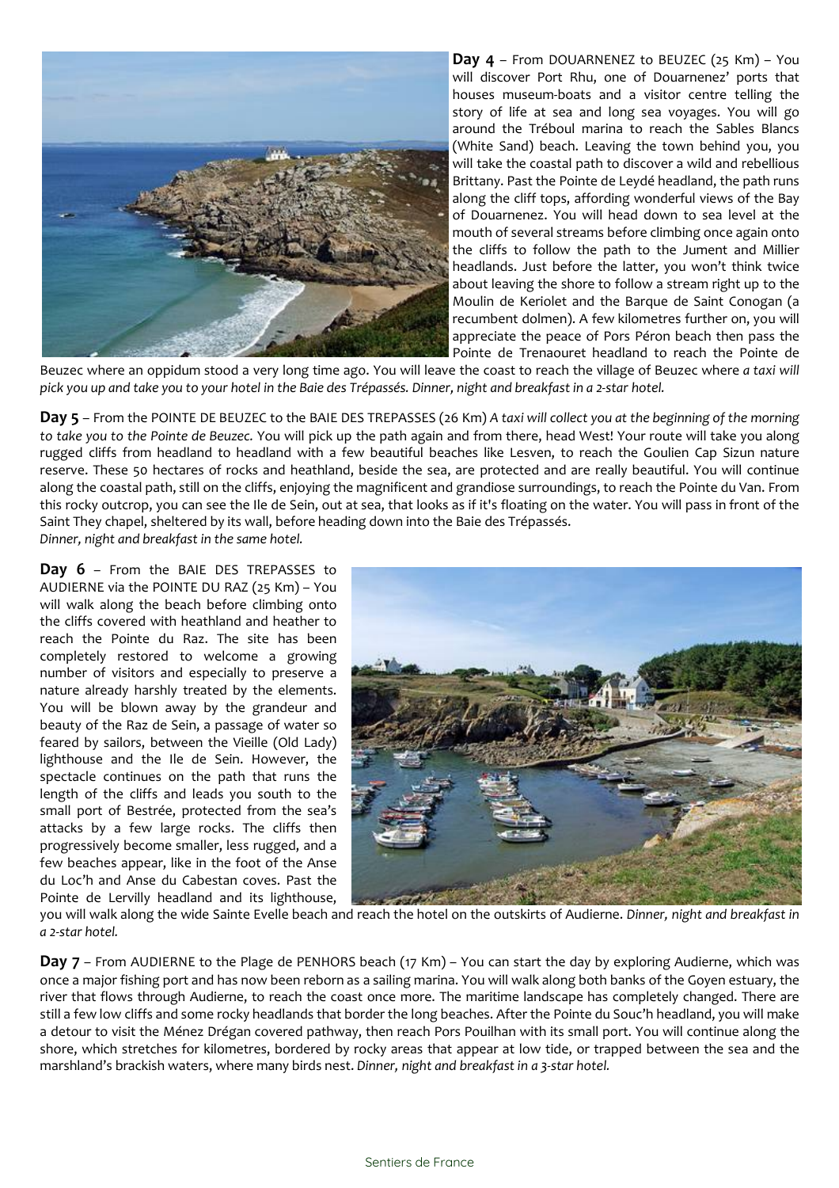**Day 4** – From DOUARNENEZ to BEUZEC (25 Km) – You will discover Port Rhu, one of Douarnenez' ports that houses museum-boats and a visitor centre telling the story of life at sea and long sea voyages. You will go around the Tréboul marina to reach the Sables Blancs (White Sand) beach. Leaving the town behind you, you will take the coastal path to discover a wild and rebellious Brittany. Past the Pointe de Leydé headland, the path runs along the cliff tops, affording wonderful views of the Bay of Douarnenez. You will head down to sea level at the mouth of several streams before climbing once again onto the cliffs to follow the path to the Jument and Millier headlands. Just before the latter, you won't think twice about leaving the shore to follow a stream right up to the Moulin de Keriolet and the Barque de Saint Conogan (a recumbent dolmen). A few kilometres further on, you will appreciate the peace of Pors Péron beach then pass the Pointe de Trenaouret headland to reach the Pointe de Beuzec where an oppidum stood a very long time ago. You will leave the coast to reach the village of Beuzec where *a taxi will pick you up and take you to your hotel in the Baie des Trépassés. Dinner, night and breakfast in a 2-star hotel.*

**Day 5** – From the POINTE DE BEUZEC to the BAIE DES TREPASSES (26 Km) *A taxi will collect you at the beginning of the morning to take you to the Pointe de Beuzec.* You will pick up the path again and from there, head West! Your route will take you along rugged cliffs from headland to headland with a few beautiful beaches like Lesven, to reach the Goulien Cap Sizun nature reserve. These 50 hectares of rocks and heathland, beside the sea, are protected and are really beautiful. You will continue along the coastal path, still on the cliffs, enjoying the magnificent and grandiose surroundings, to reach the Pointe du Van. From this rocky outcrop, you can see the Ile de Sein, out at sea, that looks as if it's floating on the water. You will pass in front of the Saint They chapel, sheltered by its wall, before heading down into the Baie des Trépassés.
*Dinner, night and breakfast in the same hotel.*

**Day 6** – From the BAIE DES TREPASSES to AUDIERNE via the POINTE DU RAZ (25 Km) – You will walk along the beach before climbing onto the cliffs covered with heathland and heather to reach the Pointe du Raz. The site has been completely restored to welcome a growing number of visitors and especially to preserve a nature already harshly treated by the elements. You will be blown away by the grandeur and beauty of the Raz de Sein, a passage of water so feared by sailors, between the Vieille (Old Lady) lighthouse and the Ile de Sein. However, the spectacle continues on the path that runs the length of the cliffs and leads you south to the small port of Bestrée, protected from the sea's attacks by a few large rocks. The cliffs then progressively become smaller, less rugged, and a few beaches appear, like in the foot of the Anse du Loc'h and Anse du Cabestan coves. Past the Pointe de Lervilly headland and its lighthouse, you will walk along the wide Sainte Evelle beach and reach the hotel on the outskirts of Audierne. *Dinner, night and breakfast in a 2-star hotel.*

**Day 7** – From AUDIERNE to the Plage de PENHORS beach (17 Km) – You can start the day by exploring Audierne, which was once a major fishing port and has now been reborn as a sailing marina. You will walk along both banks of the Goyen estuary, the river that flows through Audierne, to reach the coast once more. The maritime landscape has completely changed. There are still a few low cliffs and some rocky headlands that border the long beaches. After the Pointe du Souc'h headland, you will make a detour to visit the Ménez Drégan covered pathway, then reach Pors Pouilhan with its small port. You will continue along the shore, which stretches for kilometres, bordered by rocky areas that appear at low tide, or trapped between the sea and the marshland's brackish waters, where many birds nest. *Dinner, night and breakfast in a 3-star hotel.*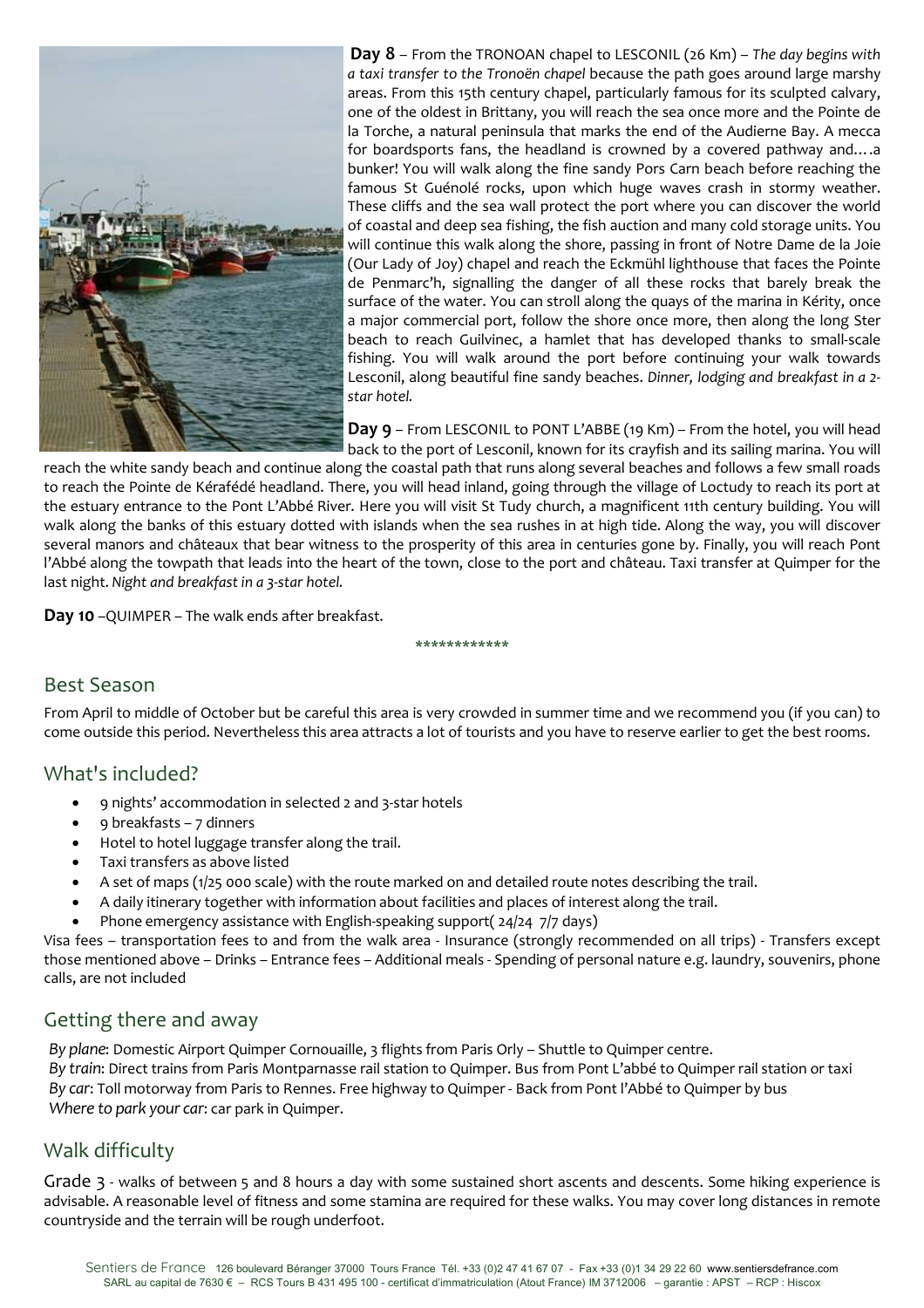**Day 8** – From the TRONOAN chapel to LESCONIL (26 Km) – *The day begins with a taxi transfer to the Tronoën chapel* because the path goes around large marshy areas. From this 15th century chapel, particularly famous for its sculpted calvary, one of the oldest in Brittany, you will reach the sea once more and the Pointe de la Torche, a natural peninsula that marks the end of the Audierne Bay. A mecca for boardsports fans, the headland is crowned by a covered pathway and….a bunker! You will walk along the fine sandy Pors Carn beach before reaching the famous St Guénolé rocks, upon which huge waves crash in stormy weather. These cliffs and the sea wall protect the port where you can discover the world of coastal and deep sea fishing, the fish auction and many cold storage units. You will continue this walk along the shore, passing in front of Notre Dame de la Joie (Our Lady of Joy) chapel and reach the Eckmühl lighthouse that faces the Pointe de Penmarc'h, signalling the danger of all these rocks that barely break the surface of the water. You can stroll along the quays of the marina in Kérity, once a major commercial port, follow the shore once more, then along the long Ster beach to reach Guilvinec, a hamlet that has developed thanks to small-scale fishing. You will walk around the port before continuing your walk towards Lesconil, along beautiful fine sandy beaches. *Dinner, lodging and breakfast in a 2-star hotel.*

**Day 9** – From LESCONIL to PONT L'ABBE (19 Km) – From the hotel, you will head back to the port of Lesconil, known for its crayfish and its sailing marina. You will reach the white sandy beach and continue along the coastal path that runs along several beaches and follows a few small roads to reach the Pointe de Kérafédé headland. There, you will head inland, going through the village of Loctudy to reach its port at the estuary entrance to the Pont L'Abbé River. Here you will visit St Tudy church, a magnificent 11th century building. You will walk along the banks of this estuary dotted with islands when the sea rushes in at high tide. Along the way, you will discover several manors and châteaux that bear witness to the prosperity of this area in centuries gone by. Finally, you will reach Pont l'Abbé along the towpath that leads into the heart of the town, close to the port and château. Taxi transfer at Quimper for the last night. *Night and breakfast in a 3-star hotel.*

**Day 10** –QUIMPER – The walk ends after breakfast.

************

## Best Season

From April to middle of October but be careful this area is very crowded in summer time and we recommend you (if you can) to come outside this period. Nevertheless this area attracts a lot of tourists and you have to reserve earlier to get the best rooms.

## What's included?

- 9 nights' accommodation in selected 2 and 3-star hotels
- 9 breakfasts – 7 dinners
- Hotel to hotel luggage transfer along the trail.
- Taxi transfers as above listed
- A set of maps (1/25 000 scale) with the route marked on and detailed route notes describing the trail.
- A daily itinerary together with information about facilities and places of interest along the trail.
- Phone emergency assistance with English-speaking support( 24/24 7/7 days)

Visa fees – transportation fees to and from the walk area - Insurance (strongly recommended on all trips) - Transfers except those mentioned above – Drinks – Entrance fees – Additional meals - Spending of personal nature e.g. laundry, souvenirs, phone calls, are not included

## Getting there and away

*By plane*: Domestic Airport Quimper Cornouaille, 3 flights from Paris Orly – Shuttle to Quimper centre.
*By train*: Direct trains from Paris Montparnasse rail station to Quimper. Bus from Pont L'abbé to Quimper rail station or taxi
*By car*: Toll motorway from Paris to Rennes. Free highway to Quimper - Back from Pont l'Abbé to Quimper by bus
*Where to park your car*: car park in Quimper.

## Walk difficulty

Grade 3 - walks of between 5 and 8 hours a day with some sustained short ascents and descents. Some hiking experience is advisable. A reasonable level of fitness and some stamina are required for these walks. You may cover long distances in remote countryside and the terrain will be rough underfoot.

Sentiers de France 126 boulevard Béranger 37000 Tours France Tél. +33 (0)2 47 41 67 07 - Fax +33 (0)1 34 29 22 60 www.sentiersdefrance.com
SARL au capital de 7630 € – RCS Tours B 431 495 100 - certificat d'immatriculation (Atout France) IM 3712006 – garantie : APST – RCP : Hiscox